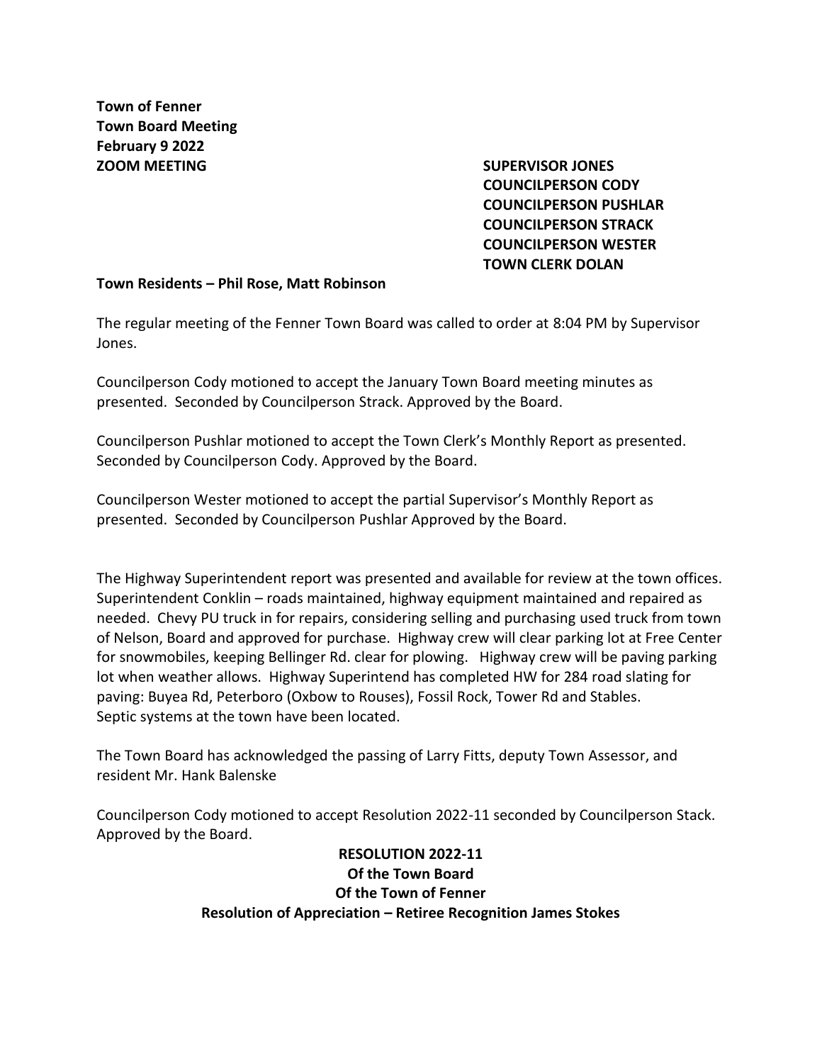**Town of Fenner**
**Town Board Meeting**
**February 9 2022**
**ZOOM MEETING**

**SUPERVISOR JONES**
**COUNCILPERSON CODY**
**COUNCILPERSON PUSHLAR**
**COUNCILPERSON STRACK**
**COUNCILPERSON WESTER**
**TOWN CLERK DOLAN**

**Town Residents – Phil Rose, Matt Robinson**

The regular meeting of the Fenner Town Board was called to order at 8:04 PM by Supervisor Jones.

Councilperson Cody motioned to accept the January Town Board meeting minutes as presented. Seconded by Councilperson Strack. Approved by the Board.

Councilperson Pushlar motioned to accept the Town Clerk's Monthly Report as presented. Seconded by Councilperson Cody. Approved by the Board.

Councilperson Wester motioned to accept the partial Supervisor's Monthly Report as presented. Seconded by Councilperson Pushlar Approved by the Board.

The Highway Superintendent report was presented and available for review at the town offices. Superintendent Conklin – roads maintained, highway equipment maintained and repaired as needed. Chevy PU truck in for repairs, considering selling and purchasing used truck from town of Nelson, Board and approved for purchase. Highway crew will clear parking lot at Free Center for snowmobiles, keeping Bellinger Rd. clear for plowing. Highway crew will be paving parking lot when weather allows. Highway Superintend has completed HW for 284 road slating for paving: Buyea Rd, Peterboro (Oxbow to Rouses), Fossil Rock, Tower Rd and Stables. Septic systems at the town have been located.

The Town Board has acknowledged the passing of Larry Fitts, deputy Town Assessor, and resident Mr. Hank Balenske

Councilperson Cody motioned to accept Resolution 2022-11 seconded by Councilperson Stack. Approved by the Board.

**RESOLUTION 2022-11**
**Of the Town Board**
**Of the Town of Fenner**
**Resolution of Appreciation – Retiree Recognition James Stokes**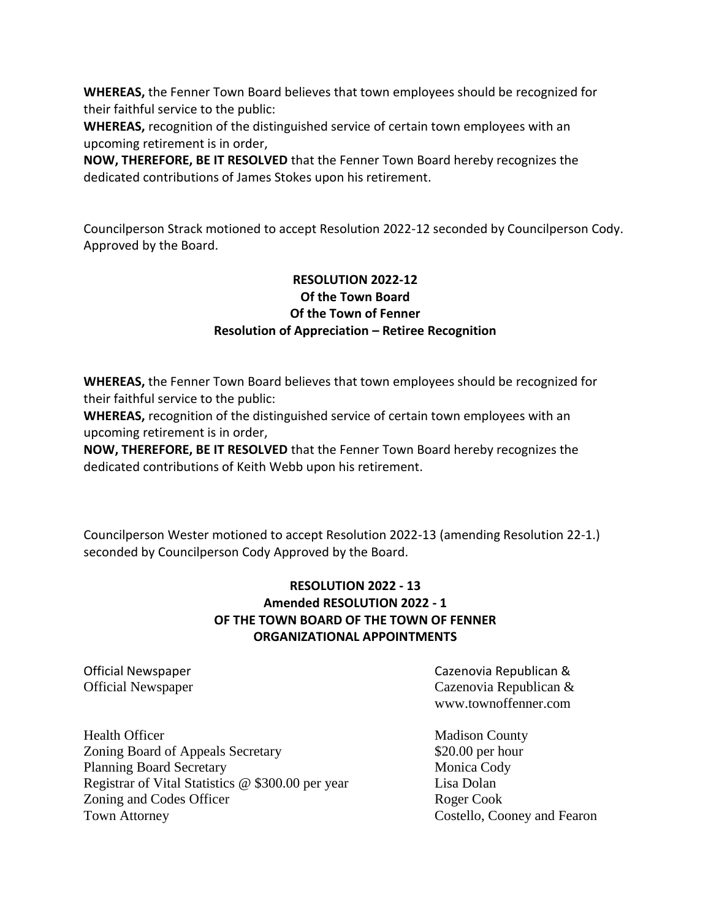**WHEREAS,** the Fenner Town Board believes that town employees should be recognized for their faithful service to the public:
**WHEREAS,** recognition of the distinguished service of certain town employees with an upcoming retirement is in order,
**NOW, THEREFORE, BE IT RESOLVED** that the Fenner Town Board hereby recognizes the dedicated contributions of James Stokes upon his retirement.

Councilperson Strack motioned to accept Resolution 2022-12 seconded by Councilperson Cody. Approved by the Board.

**RESOLUTION 2022-12**
**Of the Town Board**
**Of the Town of Fenner**
**Resolution of Appreciation – Retiree Recognition**

**WHEREAS,** the Fenner Town Board believes that town employees should be recognized for their faithful service to the public:
**WHEREAS,** recognition of the distinguished service of certain town employees with an upcoming retirement is in order,
**NOW, THEREFORE, BE IT RESOLVED** that the Fenner Town Board hereby recognizes the dedicated contributions of Keith Webb upon his retirement.

Councilperson Wester motioned to accept Resolution 2022-13 (amending Resolution 22-1.) seconded by Councilperson Cody Approved by the Board.

**RESOLUTION 2022 - 13**
**Amended RESOLUTION 2022 - 1**
**OF THE TOWN BOARD OF THE TOWN OF FENNER**
**ORGANIZATIONAL APPOINTMENTS**

| | |
|---|---|
| Official Newspaper | Cazenovia Republican & |
| Official Newspaper | Cazenovia Republican & www.townoffenner.com |
| Health Officer | Madison County |
| Zoning Board of Appeals Secretary | $20.00 per hour |
| Planning Board Secretary | Monica Cody |
| Registrar of Vital Statistics @ $300.00 per year | Lisa Dolan |
| Zoning and Codes Officer | Roger Cook |
| Town Attorney | Costello, Cooney and Fearon |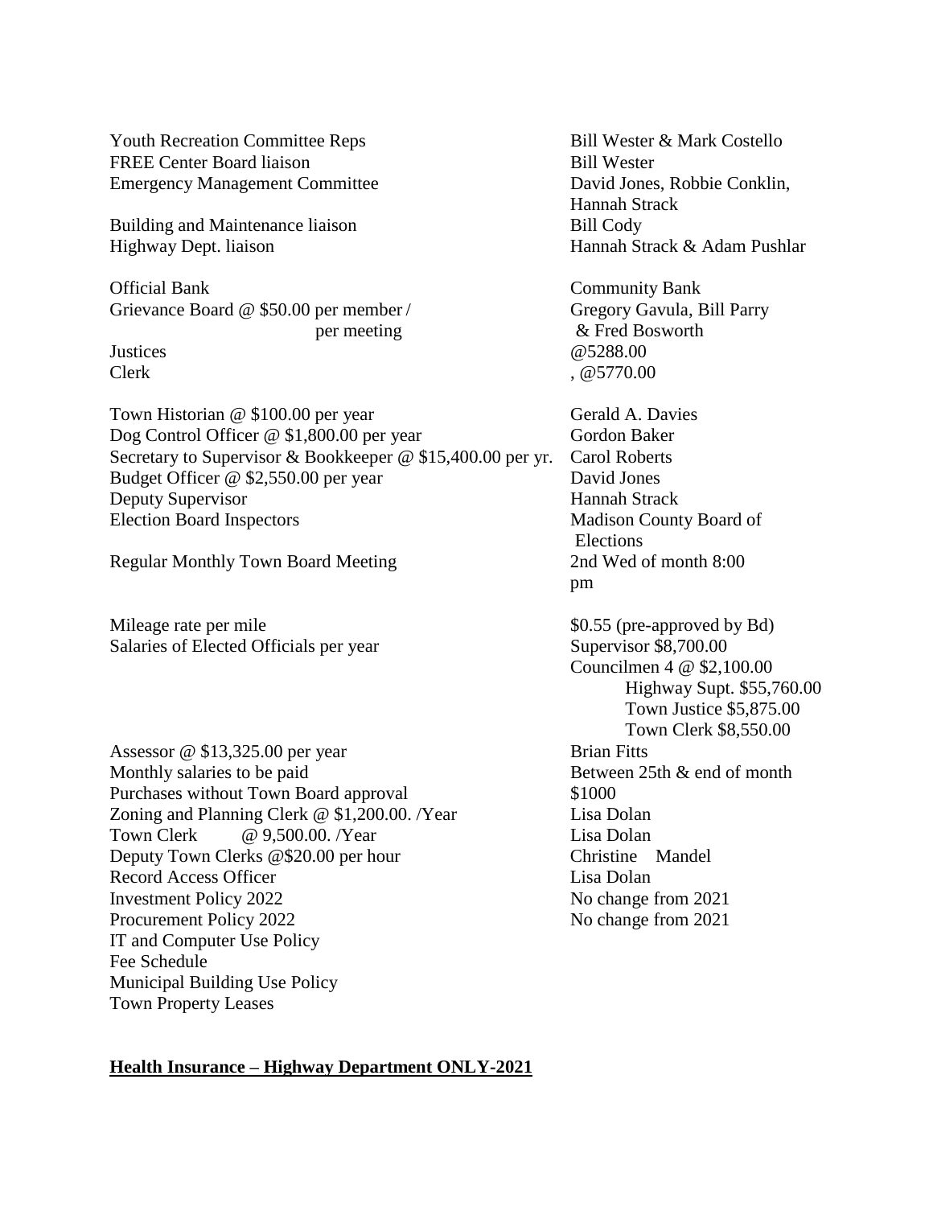| | |
|---|---|
| Youth Recreation Committee Reps | Bill Wester & Mark Costello |
| FREE Center Board liaison | Bill Wester |
| Emergency Management Committee | David Jones, Robbie Conklin, Hannah Strack |
| Building and Maintenance liaison | Bill Cody |
| Highway Dept. liaison | Hannah Strack & Adam Pushlar |
| Official Bank | Community Bank |
| Grievance Board @ \$50.00 per member / per meeting | Gregory Gavula, Bill Parry & Fred Bosworth |
| Justices | @5288.00 |
| Clerk | , @5770.00 |
| Town Historian @ \$100.00 per year | Gerald A. Davies |
| Dog Control Officer @ \$1,800.00 per year | Gordon Baker |
| Secretary to Supervisor & Bookkeeper @ \$15,400.00 per yr. | Carol Roberts |
| Budget Officer @ \$2,550.00 per year | David Jones |
| Deputy Supervisor | Hannah Strack |
| Election Board Inspectors | Madison County Board of Elections |
| Regular Monthly Town Board Meeting | 2nd Wed of month 8:00 pm |
| Mileage rate per mile | \$0.55 (pre-approved by Bd) |
| Salaries of Elected Officials per year | Supervisor \$8,700.00<br>Councilmen 4 @ \$2,100.00<br>Highway Supt. \$55,760.00<br>Town Justice \$5,875.00<br>Town Clerk \$8,550.00 |
| Assessor @ \$13,325.00 per year | Brian Fitts |
| Monthly salaries to be paid | Between 25th & end of month |
| Purchases without Town Board approval | \$1000 |
| Zoning and Planning Clerk @ \$1,200.00. /Year | Lisa Dolan |
| Town Clerk @ 9,500.00. /Year | Lisa Dolan |
| Deputy Town Clerks @\$20.00 per hour | Christine Mandel |
| Record Access Officer | Lisa Dolan |
| Investment Policy 2022 | No change from 2021 |
| Procurement Policy 2022 | No change from 2021 |
| IT and Computer Use Policy | |
| Fee Schedule | |
| Municipal Building Use Policy | |
| Town Property Leases | |

**Health Insurance – Highway Department ONLY-2021**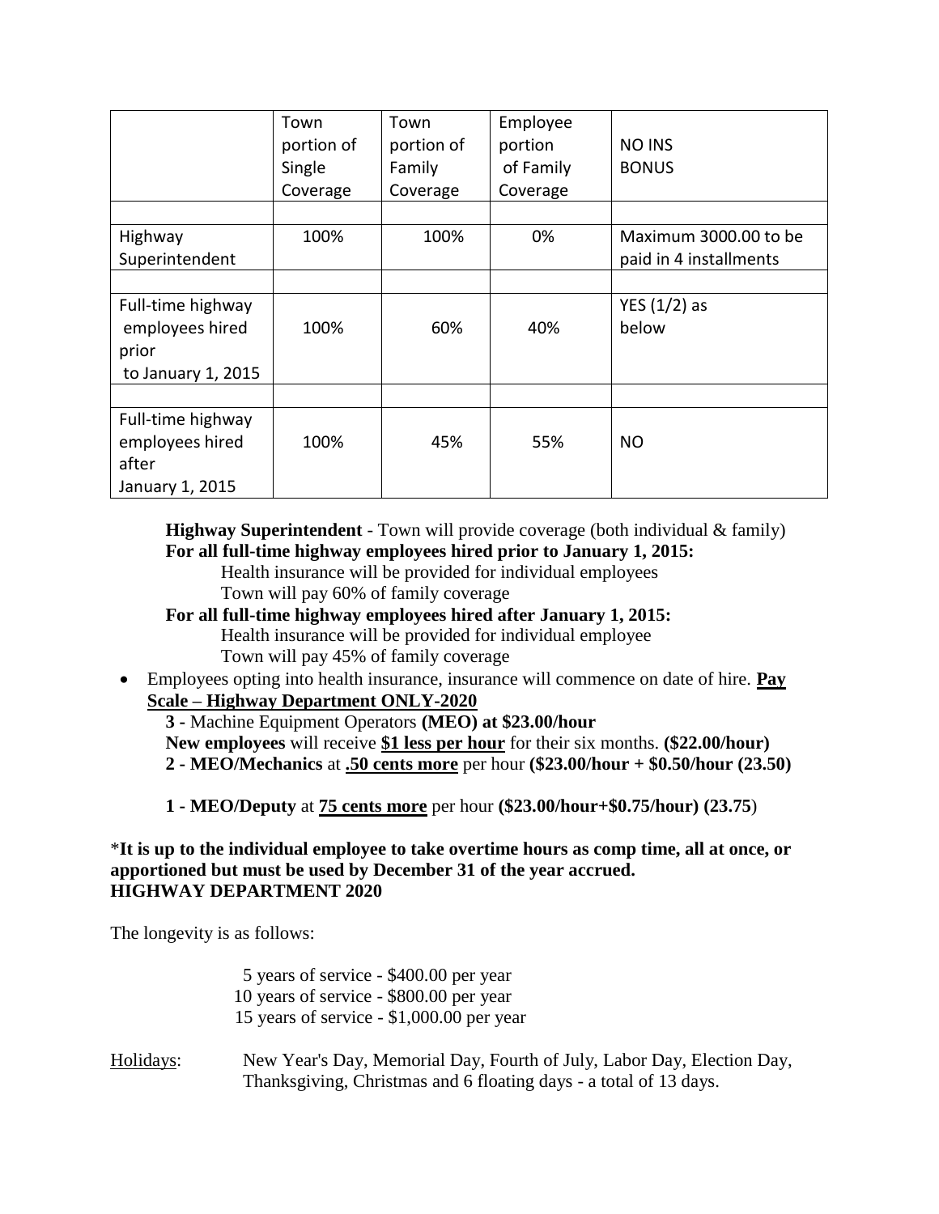| | Town portion of Single Coverage | Town portion of Family Coverage | Employee portion of Family Coverage | NO INS BONUS |
|---|---|---|---|---|
| | | | | |
| Highway Superintendent | 100% | 100% | 0% | Maximum 3000.00 to be paid in 4 installments |
| | | | | |
| Full-time highway employees hired prior to January 1, 2015 | 100% | 60% | 40% | YES (1/2) as below |
| | | | | |
| Full-time highway employees hired after January 1, 2015 | 100% | 45% | 55% | NO |

**Highway Superintendent** - Town will provide coverage (both individual & family)
**For all full-time highway employees hired prior to January 1, 2015:**
Health insurance will be provided for individual employees
Town will pay 60% of family coverage
**For all full-time highway employees hired after January 1, 2015:**
Health insurance will be provided for individual employee
Town will pay 45% of family coverage

- Employees opting into health insurance, insurance will commence on date of hire. **Pay Scale – Highway Department ONLY-2020**

**3 -** Machine Equipment Operators **(MEO) at $23.00/hour**
**New employees** will receive **$1 less per hour** for their six months. **($22.00/hour)**
**2 - MEO/Mechanics** at **.50 cents more** per hour **($23.00/hour + $0.50/hour (23.50)**

**1 - MEO/Deputy** at **75 cents more** per hour **($23.00/hour+$0.75/hour) (23.75**)

*__It is up to the individual employee to take overtime hours as comp time, all at once, or apportioned but must be used by December 31 of the year accrued.__
**HIGHWAY DEPARTMENT 2020**

The longevity is as follows:

5 years of service - $400.00 per year
10 years of service - $800.00 per year
15 years of service - $1,000.00 per year

Holidays: New Year's Day, Memorial Day, Fourth of July, Labor Day, Election Day, Thanksgiving, Christmas and 6 floating days - a total of 13 days.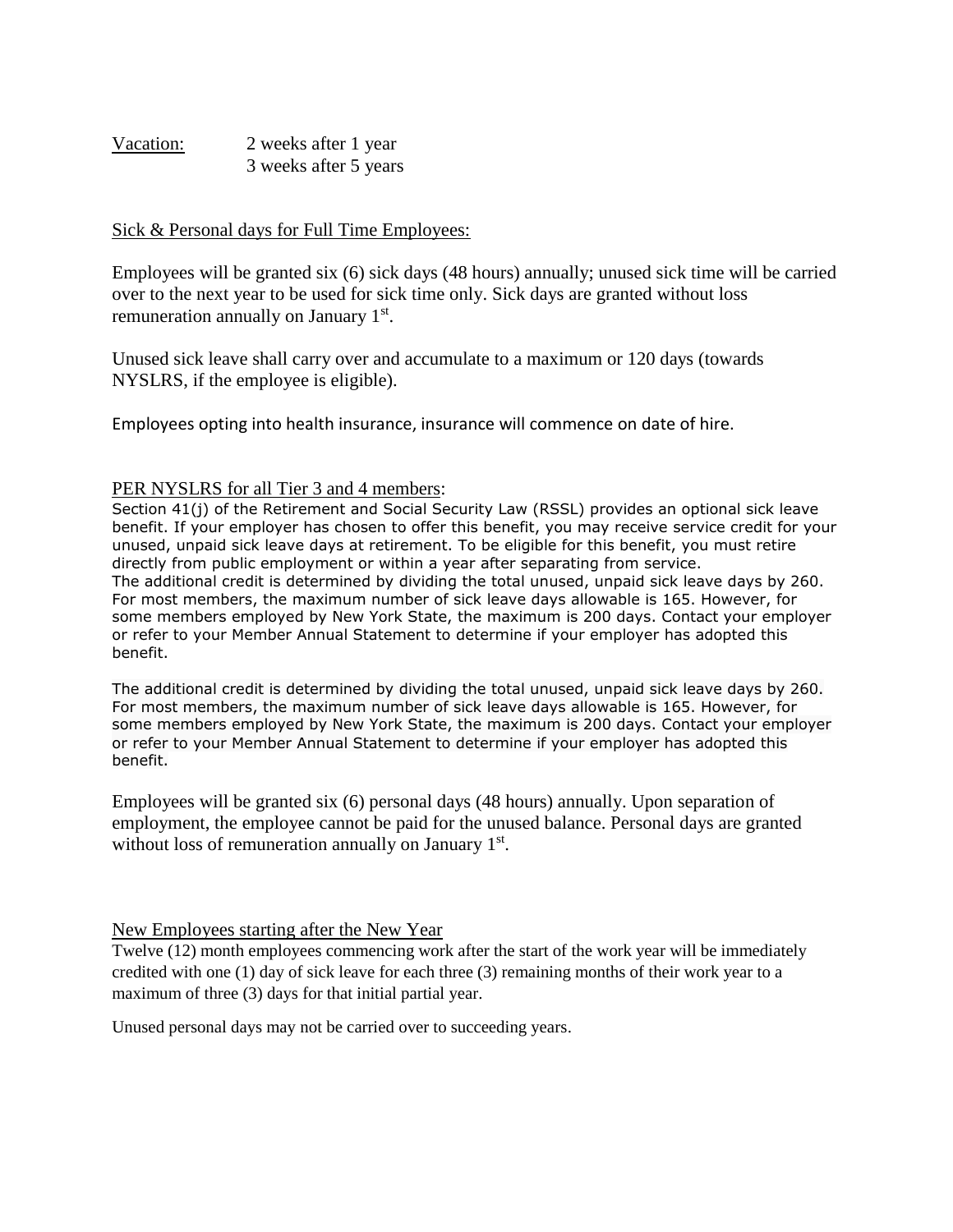Vacation: 2 weeks after 1 year
3 weeks after 5 years

Sick & Personal days for Full Time Employees:

Employees will be granted six (6) sick days (48 hours) annually; unused sick time will be carried over to the next year to be used for sick time only. Sick days are granted without loss remuneration annually on January 1st.

Unused sick leave shall carry over and accumulate to a maximum or 120 days (towards NYSLRS, if the employee is eligible).

Employees opting into health insurance, insurance will commence on date of hire.

PER NYSLRS for all Tier 3 and 4 members:

Section 41(j) of the Retirement and Social Security Law (RSSL) provides an optional sick leave benefit. If your employer has chosen to offer this benefit, you may receive service credit for your unused, unpaid sick leave days at retirement. To be eligible for this benefit, you must retire directly from public employment or within a year after separating from service.
The additional credit is determined by dividing the total unused, unpaid sick leave days by 260. For most members, the maximum number of sick leave days allowable is 165. However, for some members employed by New York State, the maximum is 200 days. Contact your employer or refer to your Member Annual Statement to determine if your employer has adopted this benefit.

The additional credit is determined by dividing the total unused, unpaid sick leave days by 260. For most members, the maximum number of sick leave days allowable is 165. However, for some members employed by New York State, the maximum is 200 days. Contact your employer or refer to your Member Annual Statement to determine if your employer has adopted this benefit.

Employees will be granted six (6) personal days (48 hours) annually. Upon separation of employment, the employee cannot be paid for the unused balance. Personal days are granted without loss of remuneration annually on January 1st.

New Employees starting after the New Year

Twelve (12) month employees commencing work after the start of the work year will be immediately credited with one (1) day of sick leave for each three (3) remaining months of their work year to a maximum of three (3) days for that initial partial year.

Unused personal days may not be carried over to succeeding years.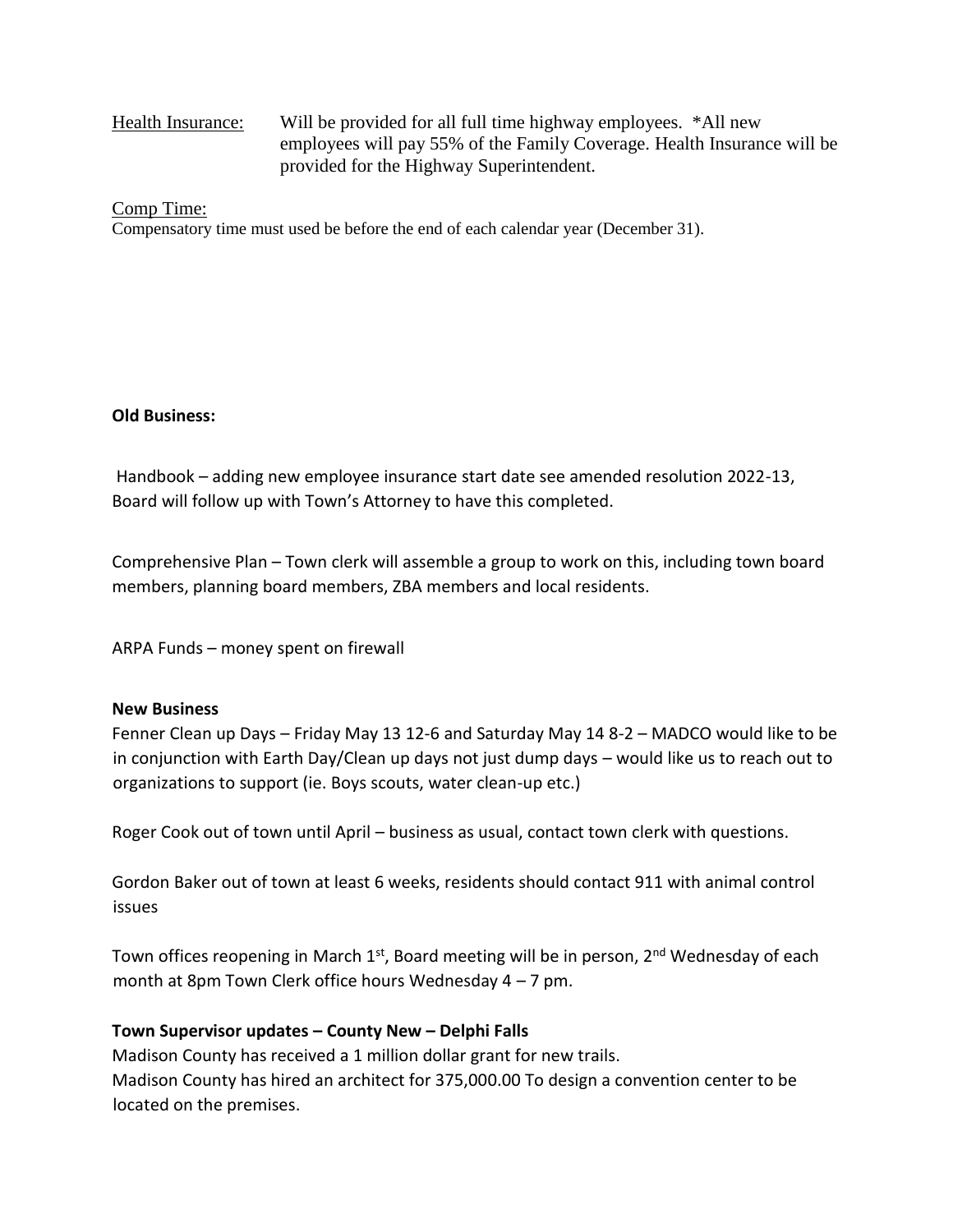Health Insurance: Will be provided for all full time highway employees. *All new employees will pay 55% of the Family Coverage. Health Insurance will be provided for the Highway Superintendent.

Comp Time:
Compensatory time must used be before the end of each calendar year (December 31).

**Old Business:**

Handbook – adding new employee insurance start date see amended resolution 2022-13, Board will follow up with Town's Attorney to have this completed.

Comprehensive Plan – Town clerk will assemble a group to work on this, including town board members, planning board members, ZBA members and local residents.

ARPA Funds – money spent on firewall

**New Business**

Fenner Clean up Days – Friday May 13 12-6 and Saturday May 14 8-2 – MADCO would like to be in conjunction with Earth Day/Clean up days not just dump days – would like us to reach out to organizations to support (ie. Boys scouts, water clean-up etc.)

Roger Cook out of town until April – business as usual, contact town clerk with questions.

Gordon Baker out of town at least 6 weeks, residents should contact 911 with animal control issues

Town offices reopening in March 1st, Board meeting will be in person, 2nd Wednesday of each month at 8pm Town Clerk office hours Wednesday 4 – 7 pm.

**Town Supervisor updates – County New – Delphi Falls**

Madison County has received a 1 million dollar grant for new trails.
Madison County has hired an architect for 375,000.00 To design a convention center to be located on the premises.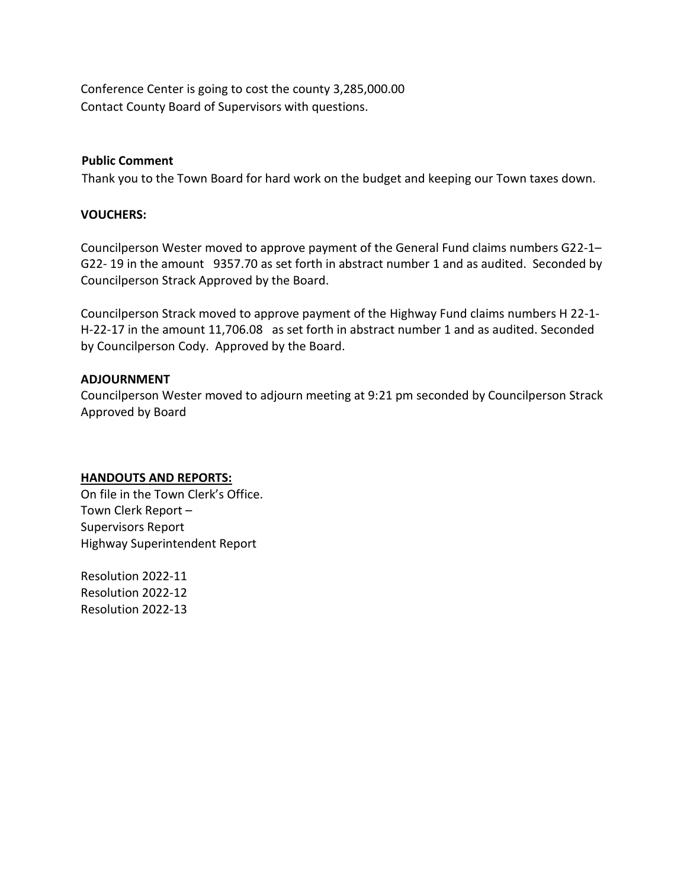Conference Center is going to cost the county 3,285,000.00
Contact County Board of Supervisors with questions.

**Public Comment**

Thank you to the Town Board for hard work on the budget and keeping our Town taxes down.

**VOUCHERS:**

Councilperson Wester moved to approve payment of the General Fund claims numbers G22-1– G22- 19 in the amount 9357.70 as set forth in abstract number 1 and as audited. Seconded by Councilperson Strack Approved by the Board.

Councilperson Strack moved to approve payment of the Highway Fund claims numbers H 22-1- H-22-17 in the amount 11,706.08 as set forth in abstract number 1 and as audited. Seconded by Councilperson Cody. Approved by the Board.

**ADJOURNMENT**

Councilperson Wester moved to adjourn meeting at 9:21 pm seconded by Councilperson Strack Approved by Board

**HANDOUTS AND REPORTS:**

On file in the Town Clerk's Office.
Town Clerk Report –
Supervisors Report
Highway Superintendent Report

Resolution 2022-11
Resolution 2022-12
Resolution 2022-13